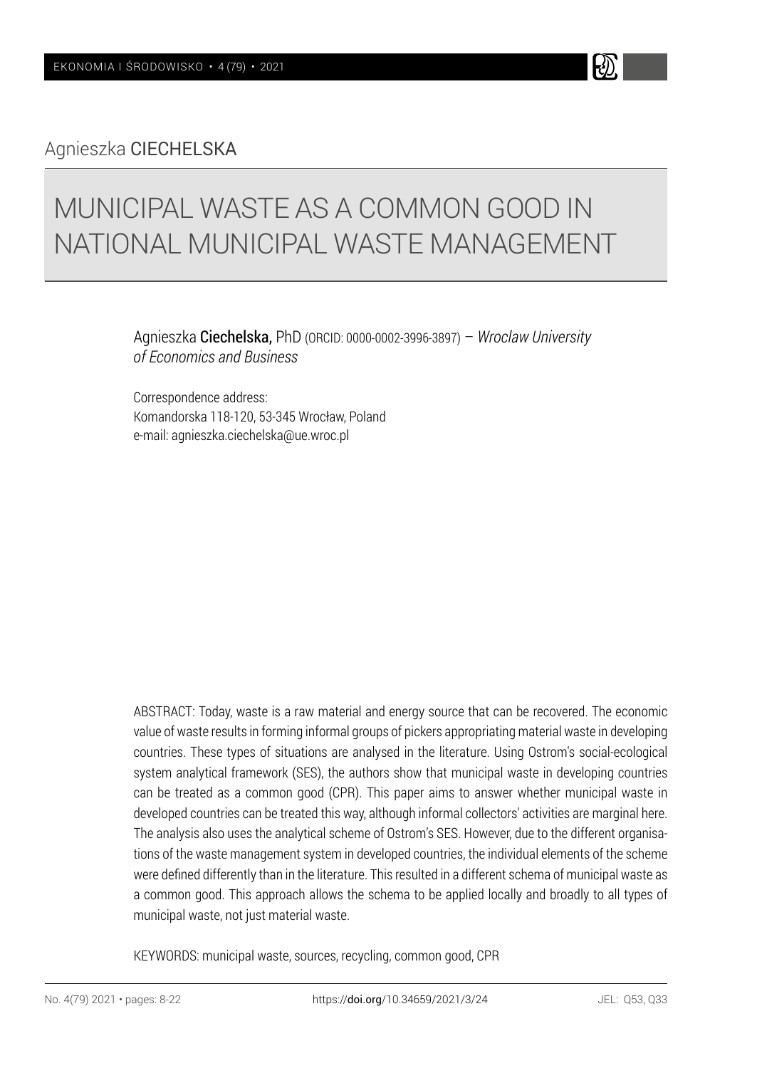Agnieszka CIECHELSKA

# MUNICIPAL WASTE AS A COMMON GOOD IN NATIONAL MUNICIPAL WASTE MANAGEMENT

Agnieszka **Ciechelska,** PhD (ORCID: 0000-0002-3996-3897) – *Wroclaw University of Economics and Business*

Correspondence address:
Komandorska 118-120, 53-345 Wrocław, Poland
e-mail: agnieszka.ciechelska@ue.wroc.pl

ABSTRACT: Today, waste is a raw material and energy source that can be recovered. The economic value of waste results in forming informal groups of pickers appropriating material waste in developing countries. These types of situations are analysed in the literature. Using Ostrom's social-ecological system analytical framework (SES), the authors show that municipal waste in developing countries can be treated as a common good (CPR). This paper aims to answer whether municipal waste in developed countries can be treated this way, although informal collectors' activities are marginal here. The analysis also uses the analytical scheme of Ostrom's SES. However, due to the different organisations of the waste management system in developed countries, the individual elements of the scheme were defined differently than in the literature. This resulted in a different schema of municipal waste as a common good. This approach allows the schema to be applied locally and broadly to all types of municipal waste, not just material waste.

KEYWORDS: municipal waste, sources, recycling, common good, CPR

https://doi.org/10.34659/2021/3/24

JEL: Q53, Q33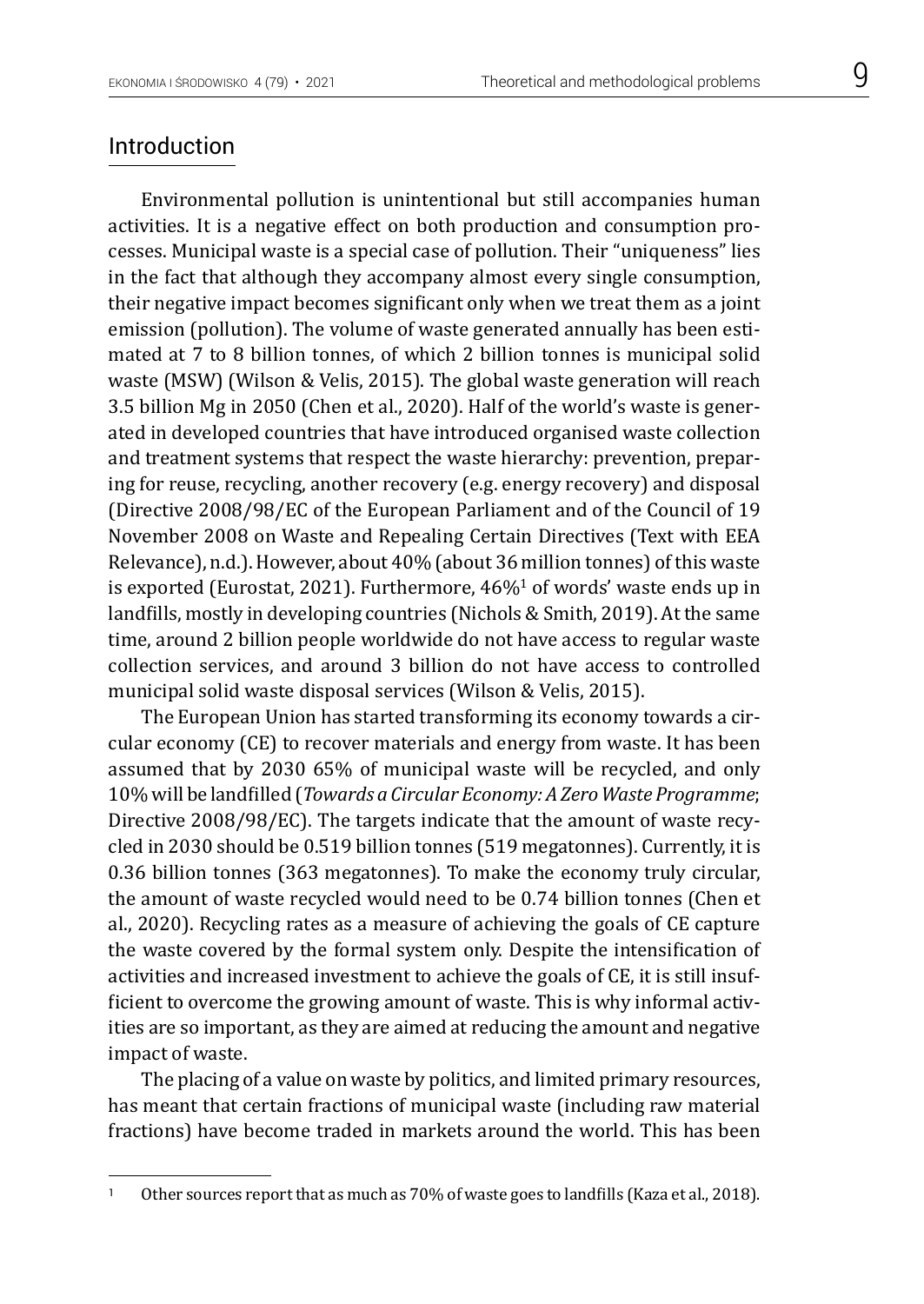## Introduction

Environmental pollution is unintentional but still accompanies human activities. It is a negative effect on both production and consumption processes. Municipal waste is a special case of pollution. Their "uniqueness" lies in the fact that although they accompany almost every single consumption, their negative impact becomes significant only when we treat them as a joint emission (pollution). The volume of waste generated annually has been estimated at 7 to 8 billion tonnes, of which 2 billion tonnes is municipal solid waste (MSW) (Wilson & Velis, 2015). The global waste generation will reach 3.5 billion Mg in 2050 (Chen et al., 2020). Half of the world's waste is generated in developed countries that have introduced organised waste collection and treatment systems that respect the waste hierarchy: prevention, preparing for reuse, recycling, another recovery (e.g. energy recovery) and disposal (Directive 2008/98/EC of the European Parliament and of the Council of 19 November 2008 on Waste and Repealing Certain Directives (Text with EEA Relevance), n.d.). However, about 40% (about 36 million tonnes) of this waste is exported (Eurostat, 2021). Furthermore, 46%[1] of words' waste ends up in landfills, mostly in developing countries (Nichols & Smith, 2019). At the same time, around 2 billion people worldwide do not have access to regular waste collection services, and around 3 billion do not have access to controlled municipal solid waste disposal services (Wilson & Velis, 2015).

The European Union has started transforming its economy towards a circular economy (CE) to recover materials and energy from waste. It has been assumed that by 2030 65% of municipal waste will be recycled, and only 10% will be landfilled (*Towards a Circular Economy: A Zero Waste Programme*; Directive 2008/98/EC). The targets indicate that the amount of waste recycled in 2030 should be 0.519 billion tonnes (519 megatonnes). Currently, it is 0.36 billion tonnes (363 megatonnes). To make the economy truly circular, the amount of waste recycled would need to be 0.74 billion tonnes (Chen et al., 2020). Recycling rates as a measure of achieving the goals of CE capture the waste covered by the formal system only. Despite the intensification of activities and increased investment to achieve the goals of CE, it is still insufficient to overcome the growing amount of waste. This is why informal activities are so important, as they are aimed at reducing the amount and negative impact of waste.

The placing of a value on waste by politics, and limited primary resources, has meant that certain fractions of municipal waste (including raw material fractions) have become traded in markets around the world. This has been

[1] Other sources report that as much as 70% of waste goes to landfills (Kaza et al., 2018).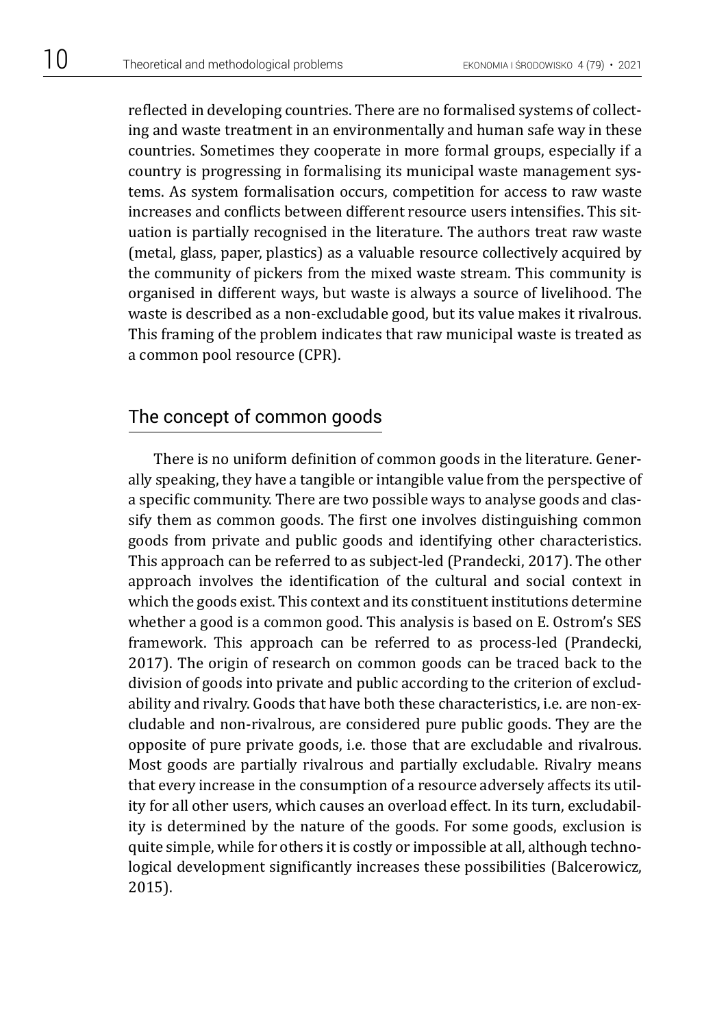reflected in developing countries. There are no formalised systems of collecting and waste treatment in an environmentally and human safe way in these countries. Sometimes they cooperate in more formal groups, especially if a country is progressing in formalising its municipal waste management systems. As system formalisation occurs, competition for access to raw waste increases and conflicts between different resource users intensifies. This situation is partially recognised in the literature. The authors treat raw waste (metal, glass, paper, plastics) as a valuable resource collectively acquired by the community of pickers from the mixed waste stream. This community is organised in different ways, but waste is always a source of livelihood. The waste is described as a non-excludable good, but its value makes it rivalrous. This framing of the problem indicates that raw municipal waste is treated as a common pool resource (CPR).

## The concept of common goods

There is no uniform definition of common goods in the literature. Generally speaking, they have a tangible or intangible value from the perspective of a specific community. There are two possible ways to analyse goods and classify them as common goods. The first one involves distinguishing common goods from private and public goods and identifying other characteristics. This approach can be referred to as subject-led (Prandecki, 2017). The other approach involves the identification of the cultural and social context in which the goods exist. This context and its constituent institutions determine whether a good is a common good. This analysis is based on E. Ostrom's SES framework. This approach can be referred to as process-led (Prandecki, 2017). The origin of research on common goods can be traced back to the division of goods into private and public according to the criterion of excludability and rivalry. Goods that have both these characteristics, i.e. are non-excludable and non-rivalrous, are considered pure public goods. They are the opposite of pure private goods, i.e. those that are excludable and rivalrous. Most goods are partially rivalrous and partially excludable. Rivalry means that every increase in the consumption of a resource adversely affects its utility for all other users, which causes an overload effect. In its turn, excludability is determined by the nature of the goods. For some goods, exclusion is quite simple, while for others it is costly or impossible at all, although technological development significantly increases these possibilities (Balcerowicz, 2015).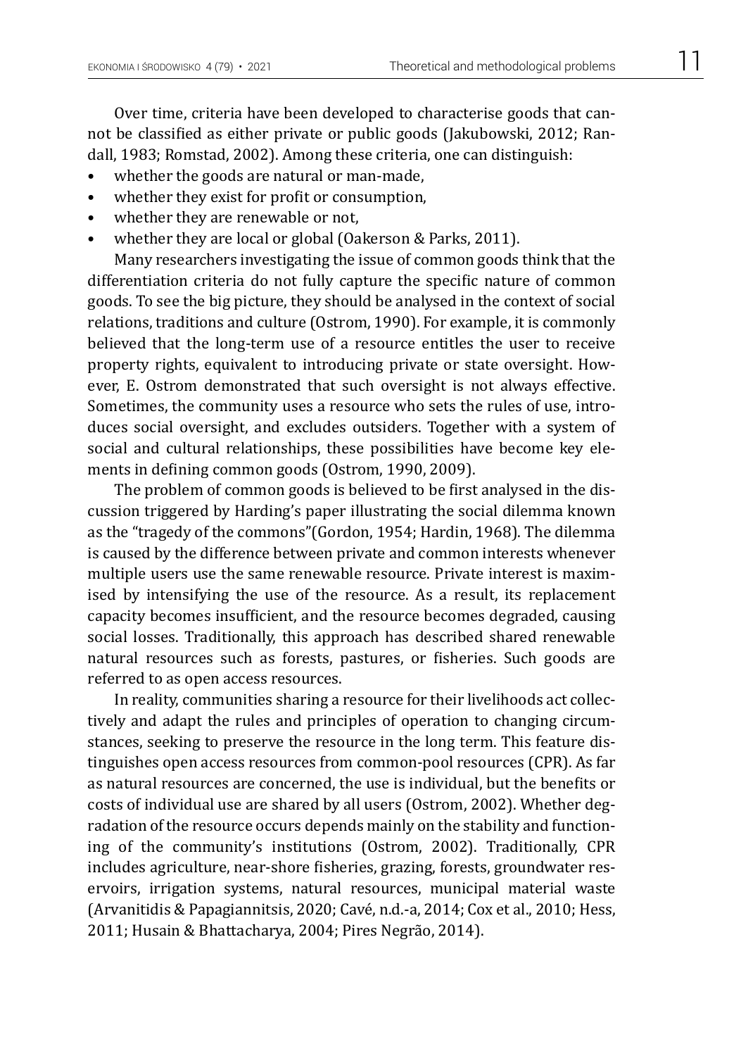Over time, criteria have been developed to characterise goods that cannot be classified as either private or public goods (Jakubowski, 2012; Randall, 1983; Romstad, 2002). Among these criteria, one can distinguish:

- whether the goods are natural or man-made,
- whether they exist for profit or consumption,
- whether they are renewable or not,
- whether they are local or global (Oakerson & Parks, 2011).

Many researchers investigating the issue of common goods think that the differentiation criteria do not fully capture the specific nature of common goods. To see the big picture, they should be analysed in the context of social relations, traditions and culture (Ostrom, 1990). For example, it is commonly believed that the long-term use of a resource entitles the user to receive property rights, equivalent to introducing private or state oversight. However, E. Ostrom demonstrated that such oversight is not always effective. Sometimes, the community uses a resource who sets the rules of use, introduces social oversight, and excludes outsiders. Together with a system of social and cultural relationships, these possibilities have become key elements in defining common goods (Ostrom, 1990, 2009).

The problem of common goods is believed to be first analysed in the discussion triggered by Harding's paper illustrating the social dilemma known as the "tragedy of the commons"(Gordon, 1954; Hardin, 1968). The dilemma is caused by the difference between private and common interests whenever multiple users use the same renewable resource. Private interest is maximised by intensifying the use of the resource. As a result, its replacement capacity becomes insufficient, and the resource becomes degraded, causing social losses. Traditionally, this approach has described shared renewable natural resources such as forests, pastures, or fisheries. Such goods are referred to as open access resources.

In reality, communities sharing a resource for their livelihoods act collectively and adapt the rules and principles of operation to changing circumstances, seeking to preserve the resource in the long term. This feature distinguishes open access resources from common-pool resources (CPR). As far as natural resources are concerned, the use is individual, but the benefits or costs of individual use are shared by all users (Ostrom, 2002). Whether degradation of the resource occurs depends mainly on the stability and functioning of the community's institutions (Ostrom, 2002). Traditionally, CPR includes agriculture, near-shore fisheries, grazing, forests, groundwater reservoirs, irrigation systems, natural resources, municipal material waste (Arvanitidis & Papagiannitsis, 2020; Cavé, n.d.-a, 2014; Cox et al., 2010; Hess, 2011; Husain & Bhattacharya, 2004; Pires Negrão, 2014).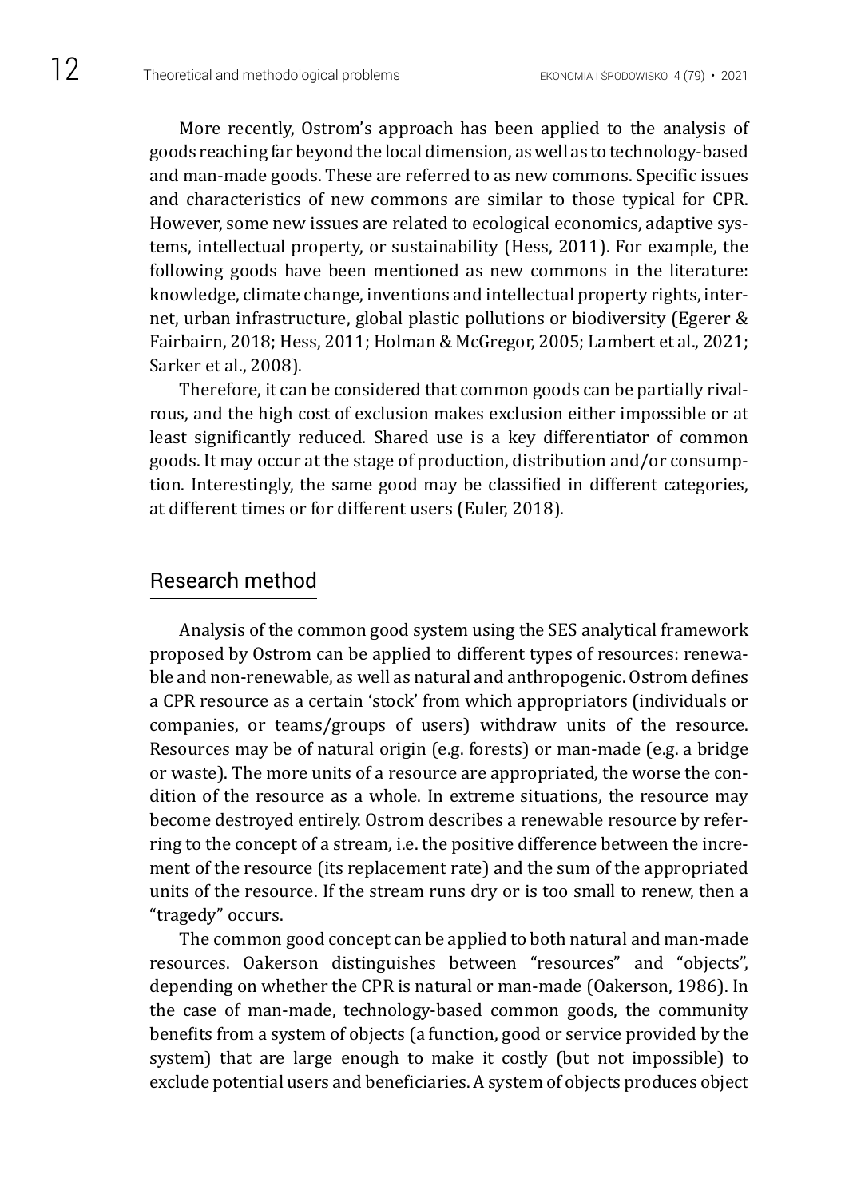More recently, Ostrom's approach has been applied to the analysis of goods reaching far beyond the local dimension, as well as to technology-based and man-made goods. These are referred to as new commons. Specific issues and characteristics of new commons are similar to those typical for CPR. However, some new issues are related to ecological economics, adaptive systems, intellectual property, or sustainability (Hess, 2011). For example, the following goods have been mentioned as new commons in the literature: knowledge, climate change, inventions and intellectual property rights, internet, urban infrastructure, global plastic pollutions or biodiversity (Egerer & Fairbairn, 2018; Hess, 2011; Holman & McGregor, 2005; Lambert et al., 2021; Sarker et al., 2008).

Therefore, it can be considered that common goods can be partially rivalrous, and the high cost of exclusion makes exclusion either impossible or at least significantly reduced. Shared use is a key differentiator of common goods. It may occur at the stage of production, distribution and/or consumption. Interestingly, the same good may be classified in different categories, at different times or for different users (Euler, 2018).

## Research method

Analysis of the common good system using the SES analytical framework proposed by Ostrom can be applied to different types of resources: renewable and non-renewable, as well as natural and anthropogenic. Ostrom defines a CPR resource as a certain 'stock' from which appropriators (individuals or companies, or teams/groups of users) withdraw units of the resource. Resources may be of natural origin (e.g. forests) or man-made (e.g. a bridge or waste). The more units of a resource are appropriated, the worse the condition of the resource as a whole. In extreme situations, the resource may become destroyed entirely. Ostrom describes a renewable resource by referring to the concept of a stream, i.e. the positive difference between the increment of the resource (its replacement rate) and the sum of the appropriated units of the resource. If the stream runs dry or is too small to renew, then a "tragedy" occurs.

The common good concept can be applied to both natural and man-made resources. Oakerson distinguishes between "resources" and "objects", depending on whether the CPR is natural or man-made (Oakerson, 1986). In the case of man-made, technology-based common goods, the community benefits from a system of objects (a function, good or service provided by the system) that are large enough to make it costly (but not impossible) to exclude potential users and beneficiaries. A system of objects produces object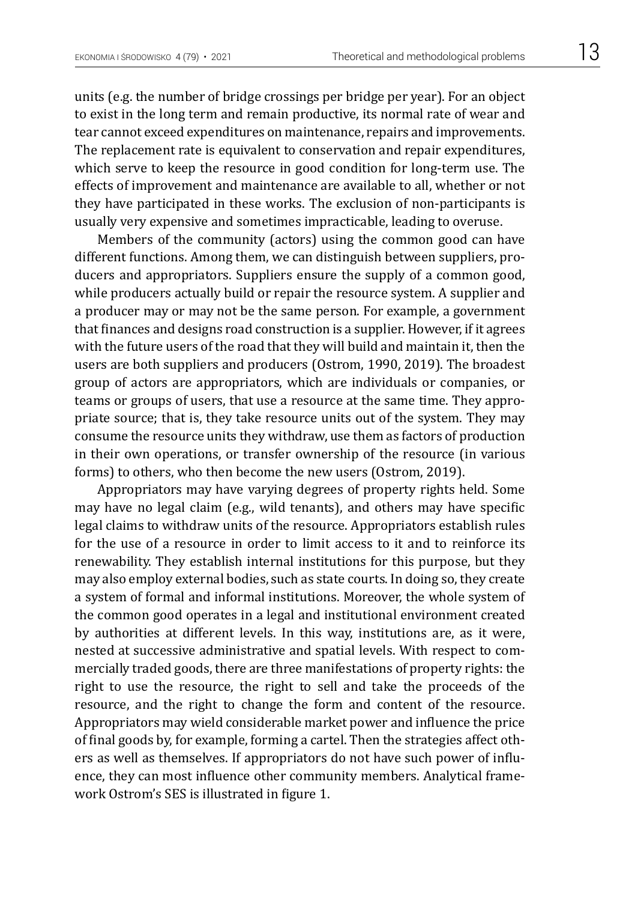units (e.g. the number of bridge crossings per bridge per year). For an object to exist in the long term and remain productive, its normal rate of wear and tear cannot exceed expenditures on maintenance, repairs and improvements. The replacement rate is equivalent to conservation and repair expenditures, which serve to keep the resource in good condition for long-term use. The effects of improvement and maintenance are available to all, whether or not they have participated in these works. The exclusion of non-participants is usually very expensive and sometimes impracticable, leading to overuse.

Members of the community (actors) using the common good can have different functions. Among them, we can distinguish between suppliers, producers and appropriators. Suppliers ensure the supply of a common good, while producers actually build or repair the resource system. A supplier and a producer may or may not be the same person. For example, a government that finances and designs road construction is a supplier. However, if it agrees with the future users of the road that they will build and maintain it, then the users are both suppliers and producers (Ostrom, 1990, 2019). The broadest group of actors are appropriators, which are individuals or companies, or teams or groups of users, that use a resource at the same time. They appropriate source; that is, they take resource units out of the system. They may consume the resource units they withdraw, use them as factors of production in their own operations, or transfer ownership of the resource (in various forms) to others, who then become the new users (Ostrom, 2019).

Appropriators may have varying degrees of property rights held. Some may have no legal claim (e.g., wild tenants), and others may have specific legal claims to withdraw units of the resource. Appropriators establish rules for the use of a resource in order to limit access to it and to reinforce its renewability. They establish internal institutions for this purpose, but they may also employ external bodies, such as state courts. In doing so, they create a system of formal and informal institutions. Moreover, the whole system of the common good operates in a legal and institutional environment created by authorities at different levels. In this way, institutions are, as it were, nested at successive administrative and spatial levels. With respect to commercially traded goods, there are three manifestations of property rights: the right to use the resource, the right to sell and take the proceeds of the resource, and the right to change the form and content of the resource. Appropriators may wield considerable market power and influence the price of final goods by, for example, forming a cartel. Then the strategies affect others as well as themselves. If appropriators do not have such power of influence, they can most influence other community members. Analytical framework Ostrom's SES is illustrated in figure 1.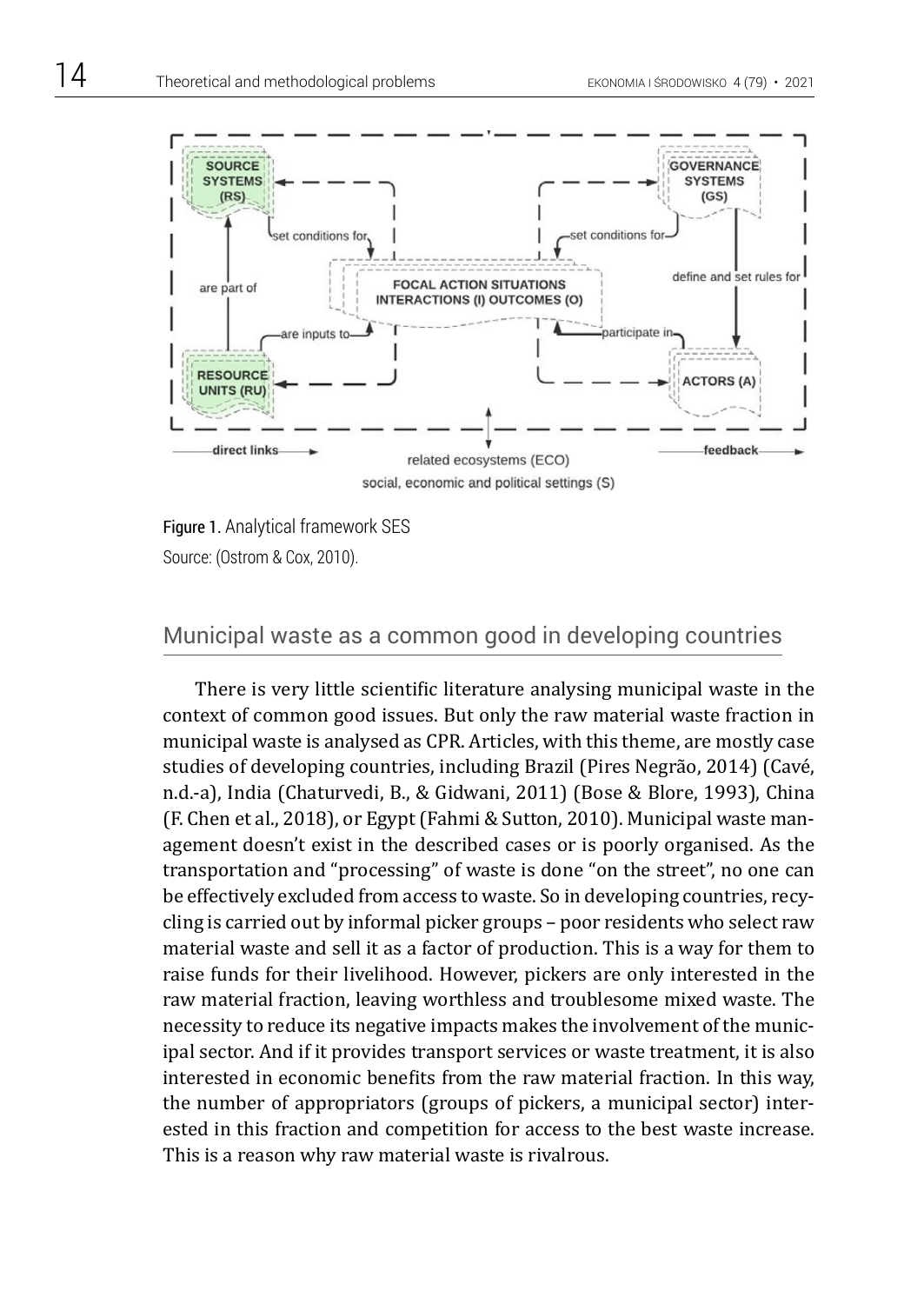Figure 1. Analytical framework SES

Source: (Ostrom & Cox, 2010).

## Municipal waste as a common good in developing countries

There is very little scientific literature analysing municipal waste in the context of common good issues. But only the raw material waste fraction in municipal waste is analysed as CPR. Articles, with this theme, are mostly case studies of developing countries, including Brazil (Pires Negrão, 2014) (Cavé, n.d.-a), India (Chaturvedi, B., & Gidwani, 2011) (Bose & Blore, 1993), China (F. Chen et al., 2018), or Egypt (Fahmi & Sutton, 2010). Municipal waste management doesn't exist in the described cases or is poorly organised. As the transportation and "processing" of waste is done "on the street", no one can be effectively excluded from access to waste. So in developing countries, recycling is carried out by informal picker groups – poor residents who select raw material waste and sell it as a factor of production. This is a way for them to raise funds for their livelihood. However, pickers are only interested in the raw material fraction, leaving worthless and troublesome mixed waste. The necessity to reduce its negative impacts makes the involvement of the municipal sector. And if it provides transport services or waste treatment, it is also interested in economic benefits from the raw material fraction. In this way, the number of appropriators (groups of pickers, a municipal sector) interested in this fraction and competition for access to the best waste increase. This is a reason why raw material waste is rivalrous.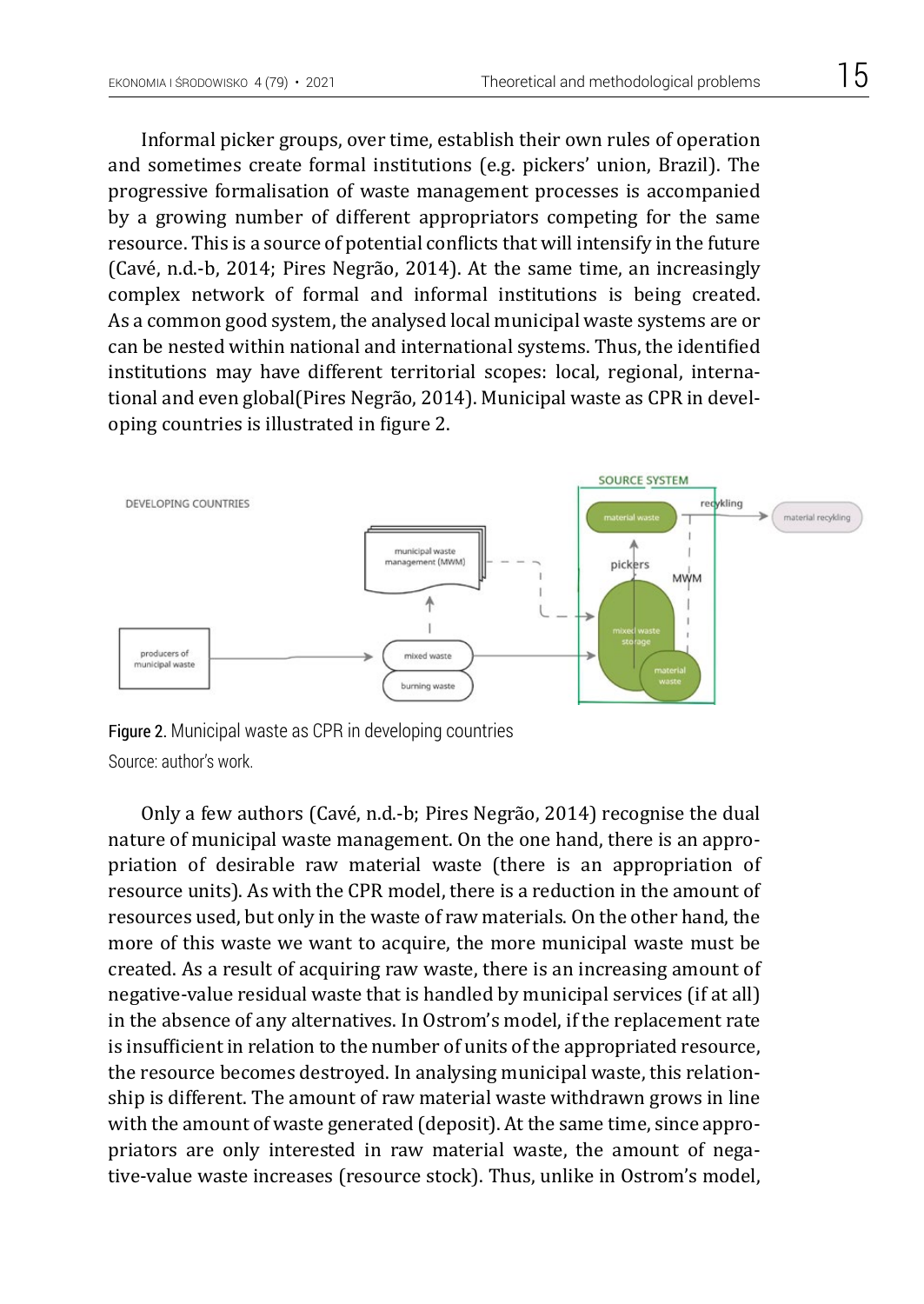Informal picker groups, over time, establish their own rules of operation and sometimes create formal institutions (e.g. pickers' union, Brazil). The progressive formalisation of waste management processes is accompanied by a growing number of different appropriators competing for the same resource. This is a source of potential conflicts that will intensify in the future (Cavé, n.d.-b, 2014; Pires Negrão, 2014). At the same time, an increasingly complex network of formal and informal institutions is being created. As a common good system, the analysed local municipal waste systems are or can be nested within national and international systems. Thus, the identified institutions may have different territorial scopes: local, regional, international and even global(Pires Negrão, 2014). Municipal waste as CPR in developing countries is illustrated in figure 2.

**Figure 2.** Municipal waste as CPR in developing countries

Source: author's work.

Only a few authors (Cavé, n.d.-b; Pires Negrão, 2014) recognise the dual nature of municipal waste management. On the one hand, there is an appropriation of desirable raw material waste (there is an appropriation of resource units). As with the CPR model, there is a reduction in the amount of resources used, but only in the waste of raw materials. On the other hand, the more of this waste we want to acquire, the more municipal waste must be created. As a result of acquiring raw waste, there is an increasing amount of negative-value residual waste that is handled by municipal services (if at all) in the absence of any alternatives. In Ostrom's model, if the replacement rate is insufficient in relation to the number of units of the appropriated resource, the resource becomes destroyed. In analysing municipal waste, this relationship is different. The amount of raw material waste withdrawn grows in line with the amount of waste generated (deposit). At the same time, since appropriators are only interested in raw material waste, the amount of negative-value waste increases (resource stock). Thus, unlike in Ostrom's model,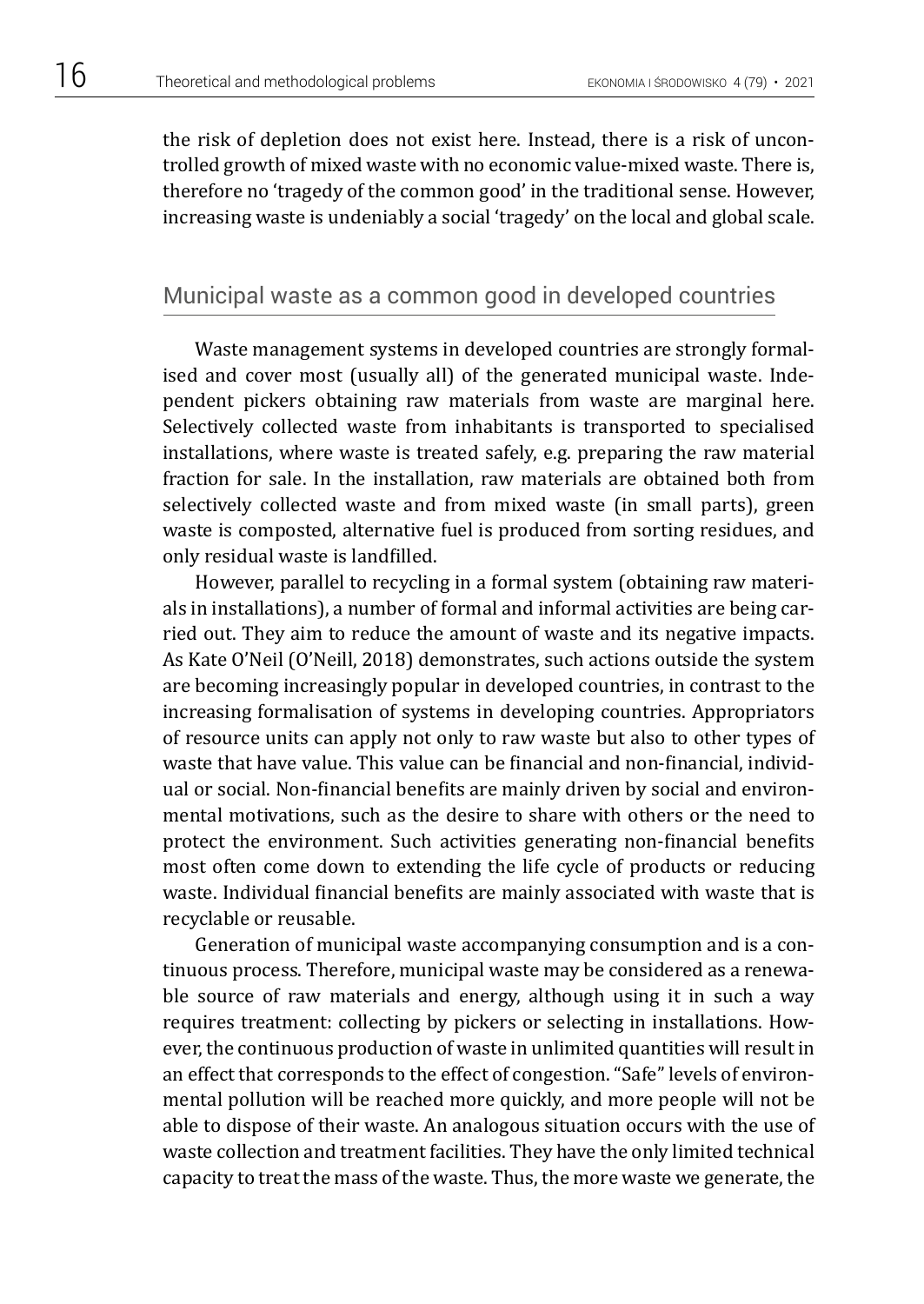the risk of depletion does not exist here. Instead, there is a risk of uncontrolled growth of mixed waste with no economic value-mixed waste. There is, therefore no 'tragedy of the common good' in the traditional sense. However, increasing waste is undeniably a social 'tragedy' on the local and global scale.

## Municipal waste as a common good in developed countries

Waste management systems in developed countries are strongly formalised and cover most (usually all) of the generated municipal waste. Independent pickers obtaining raw materials from waste are marginal here. Selectively collected waste from inhabitants is transported to specialised installations, where waste is treated safely, e.g. preparing the raw material fraction for sale. In the installation, raw materials are obtained both from selectively collected waste and from mixed waste (in small parts), green waste is composted, alternative fuel is produced from sorting residues, and only residual waste is landfilled.

However, parallel to recycling in a formal system (obtaining raw materials in installations), a number of formal and informal activities are being carried out. They aim to reduce the amount of waste and its negative impacts. As Kate O'Neil (O'Neill, 2018) demonstrates, such actions outside the system are becoming increasingly popular in developed countries, in contrast to the increasing formalisation of systems in developing countries. Appropriators of resource units can apply not only to raw waste but also to other types of waste that have value. This value can be financial and non-financial, individual or social. Non-financial benefits are mainly driven by social and environmental motivations, such as the desire to share with others or the need to protect the environment. Such activities generating non-financial benefits most often come down to extending the life cycle of products or reducing waste. Individual financial benefits are mainly associated with waste that is recyclable or reusable.

Generation of municipal waste accompanying consumption and is a continuous process. Therefore, municipal waste may be considered as a renewable source of raw materials and energy, although using it in such a way requires treatment: collecting by pickers or selecting in installations. However, the continuous production of waste in unlimited quantities will result in an effect that corresponds to the effect of congestion. "Safe" levels of environmental pollution will be reached more quickly, and more people will not be able to dispose of their waste. An analogous situation occurs with the use of waste collection and treatment facilities. They have the only limited technical capacity to treat the mass of the waste. Thus, the more waste we generate, the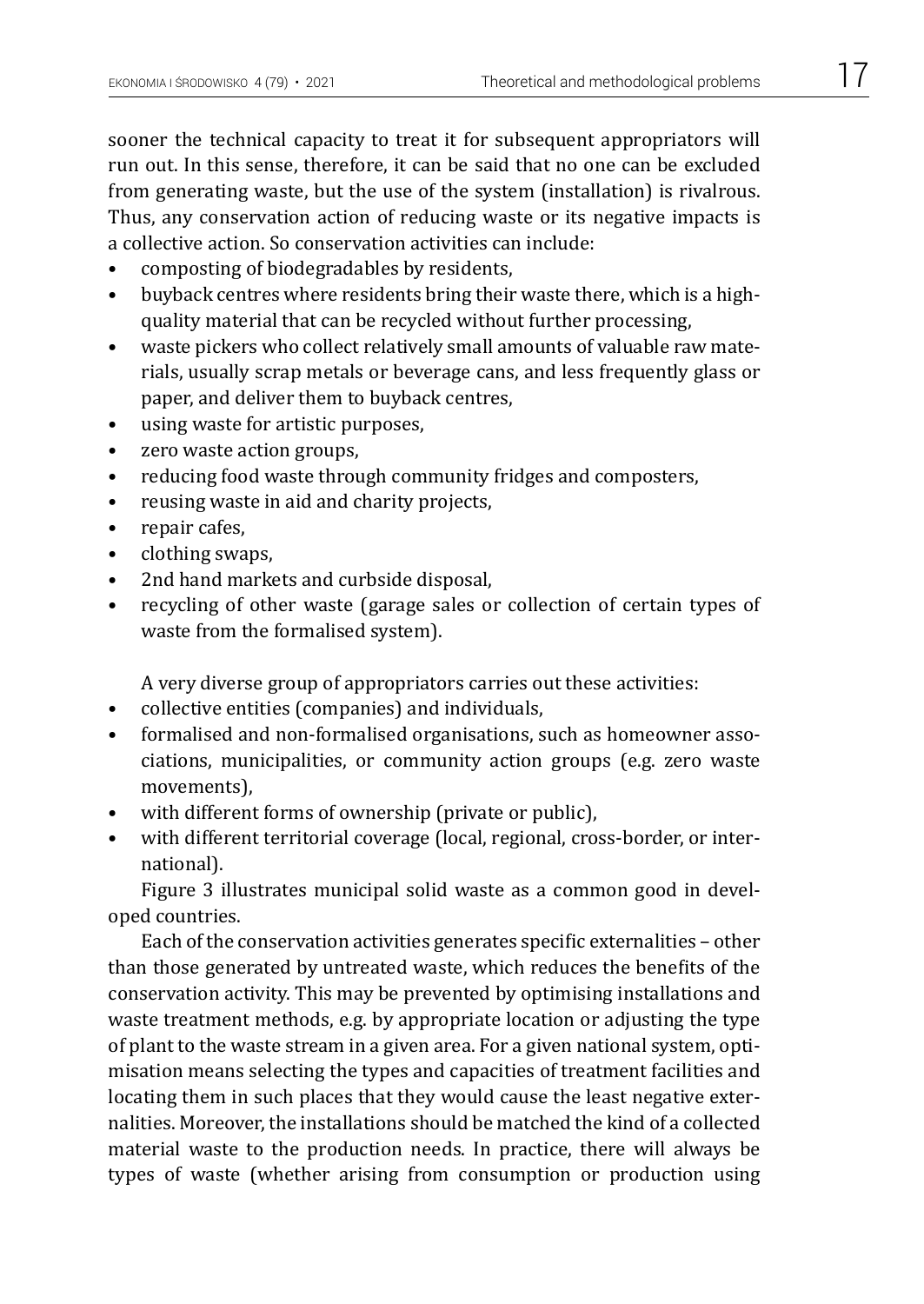sooner the technical capacity to treat it for subsequent appropriators will run out. In this sense, therefore, it can be said that no one can be excluded from generating waste, but the use of the system (installation) is rivalrous. Thus, any conservation action of reducing waste or its negative impacts is a collective action. So conservation activities can include:

- composting of biodegradables by residents,
- buyback centres where residents bring their waste there, which is a high-quality material that can be recycled without further processing,
- waste pickers who collect relatively small amounts of valuable raw materials, usually scrap metals or beverage cans, and less frequently glass or paper, and deliver them to buyback centres,
- using waste for artistic purposes,
- zero waste action groups,
- reducing food waste through community fridges and composters,
- reusing waste in aid and charity projects,
- repair cafes,
- clothing swaps,
- 2nd hand markets and curbside disposal,
- recycling of other waste (garage sales or collection of certain types of waste from the formalised system).

A very diverse group of appropriators carries out these activities:

- collective entities (companies) and individuals,
- formalised and non-formalised organisations, such as homeowner associations, municipalities, or community action groups (e.g. zero waste movements),
- with different forms of ownership (private or public),
- with different territorial coverage (local, regional, cross-border, or international).

Figure 3 illustrates municipal solid waste as a common good in developed countries.

Each of the conservation activities generates specific externalities – other than those generated by untreated waste, which reduces the benefits of the conservation activity. This may be prevented by optimising installations and waste treatment methods, e.g. by appropriate location or adjusting the type of plant to the waste stream in a given area. For a given national system, optimisation means selecting the types and capacities of treatment facilities and locating them in such places that they would cause the least negative externalities. Moreover, the installations should be matched the kind of a collected material waste to the production needs. In practice, there will always be types of waste (whether arising from consumption or production using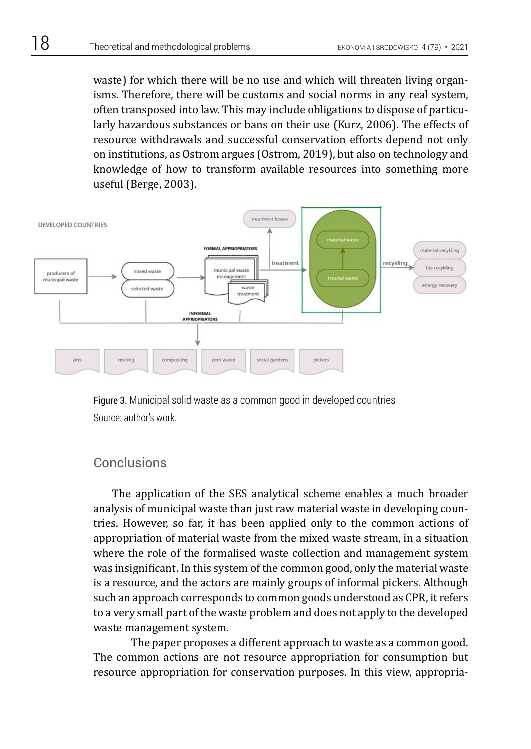waste) for which there will be no use and which will threaten living organisms. Therefore, there will be customs and social norms in any real system, often transposed into law. This may include obligations to dispose of particularly hazardous substances or bans on their use (Kurz, 2006). The effects of resource withdrawals and successful conservation efforts depend not only on institutions, as Ostrom argues (Ostrom, 2019), but also on technology and knowledge of how to transform available resources into something more useful (Berge, 2003).

**Figure 3.** Municipal solid waste as a common good in developed countries
Source: author's work.

## Conclusions

The application of the SES analytical scheme enables a much broader analysis of municipal waste than just raw material waste in developing countries. However, so far, it has been applied only to the common actions of appropriation of material waste from the mixed waste stream, in a situation where the role of the formalised waste collection and management system was insignificant. In this system of the common good, only the material waste is a resource, and the actors are mainly groups of informal pickers. Although such an approach corresponds to common goods understood as CPR, it refers to a very small part of the waste problem and does not apply to the developed waste management system.

The paper proposes a different approach to waste as a common good. The common actions are not resource appropriation for consumption but resource appropriation for conservation purposes. In this view, appropria-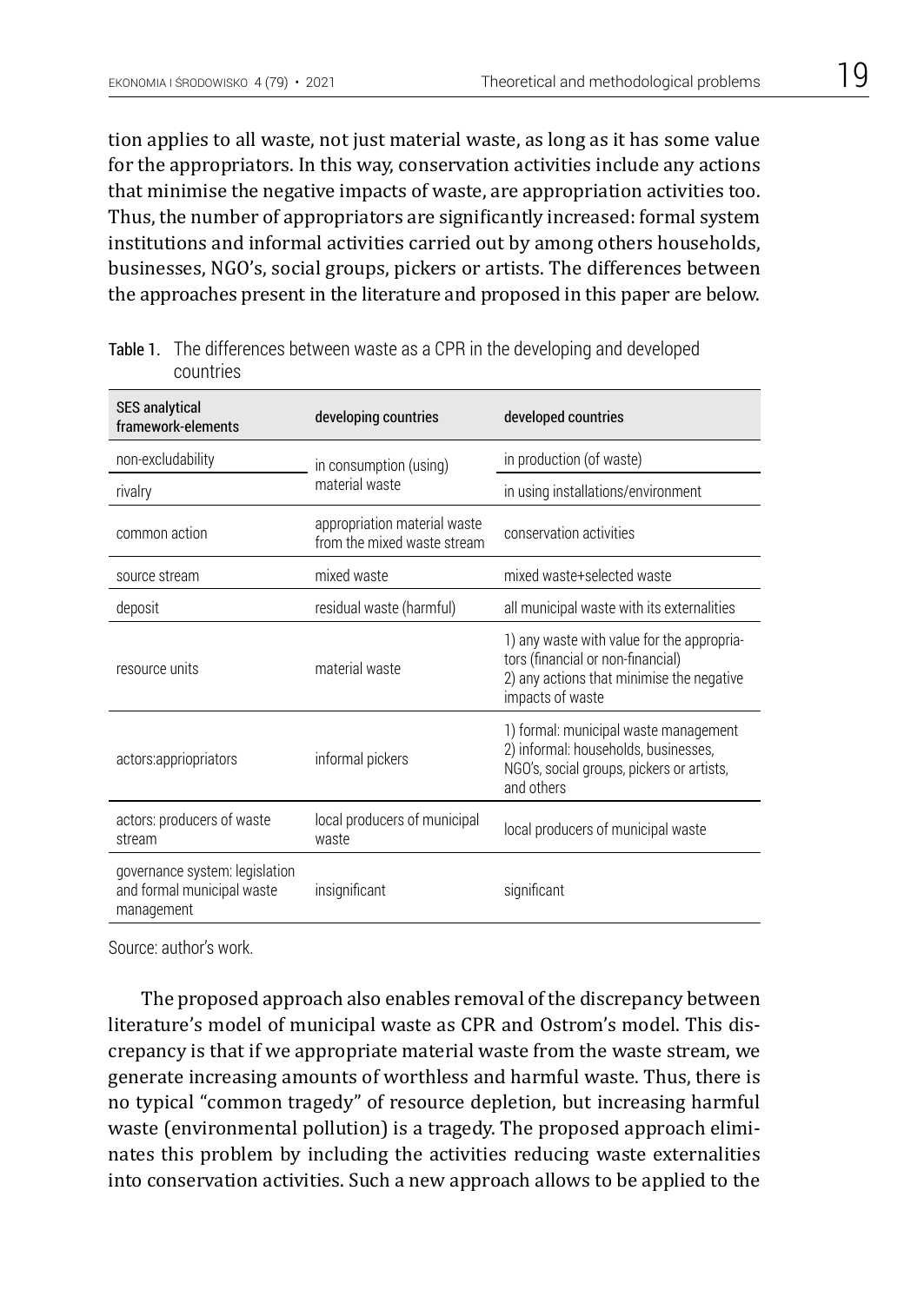tion applies to all waste, not just material waste, as long as it has some value for the appropriators. In this way, conservation activities include any actions that minimise the negative impacts of waste, are appropriation activities too. Thus, the number of appropriators are significantly increased: formal system institutions and informal activities carried out by among others households, businesses, NGO's, social groups, pickers or artists. The differences between the approaches present in the literature and proposed in this paper are below.

**Table 1.** The differences between waste as a CPR in the developing and developed countries

| SES analytical framework-elements | developing countries | developed countries |
|---|---|---|
| non-excludability | in consumption (using) material waste | in production (of waste) |
| rivalry | | in using installations/environment |
| common action | appropriation material waste from the mixed waste stream | conservation activities |
| source stream | mixed waste | mixed waste+selected waste |
| deposit | residual waste (harmful) | all municipal waste with its externalities |
| resource units | material waste | 1) any waste with value for the appropriators (financial or non-financial)<br>2) any actions that minimise the negative impacts of waste |
| actors:appriopriators | informal pickers | 1) formal: municipal waste management<br>2) informal: households, businesses, NGO's, social groups, pickers or artists, and others |
| actors: producers of waste stream | local producers of municipal waste | local producers of municipal waste |
| governance system: legislation and formal municipal waste management | insignificant | significant |

Source: author's work.

The proposed approach also enables removal of the discrepancy between literature's model of municipal waste as CPR and Ostrom's model. This discrepancy is that if we appropriate material waste from the waste stream, we generate increasing amounts of worthless and harmful waste. Thus, there is no typical "common tragedy" of resource depletion, but increasing harmful waste (environmental pollution) is a tragedy. The proposed approach eliminates this problem by including the activities reducing waste externalities into conservation activities. Such a new approach allows to be applied to the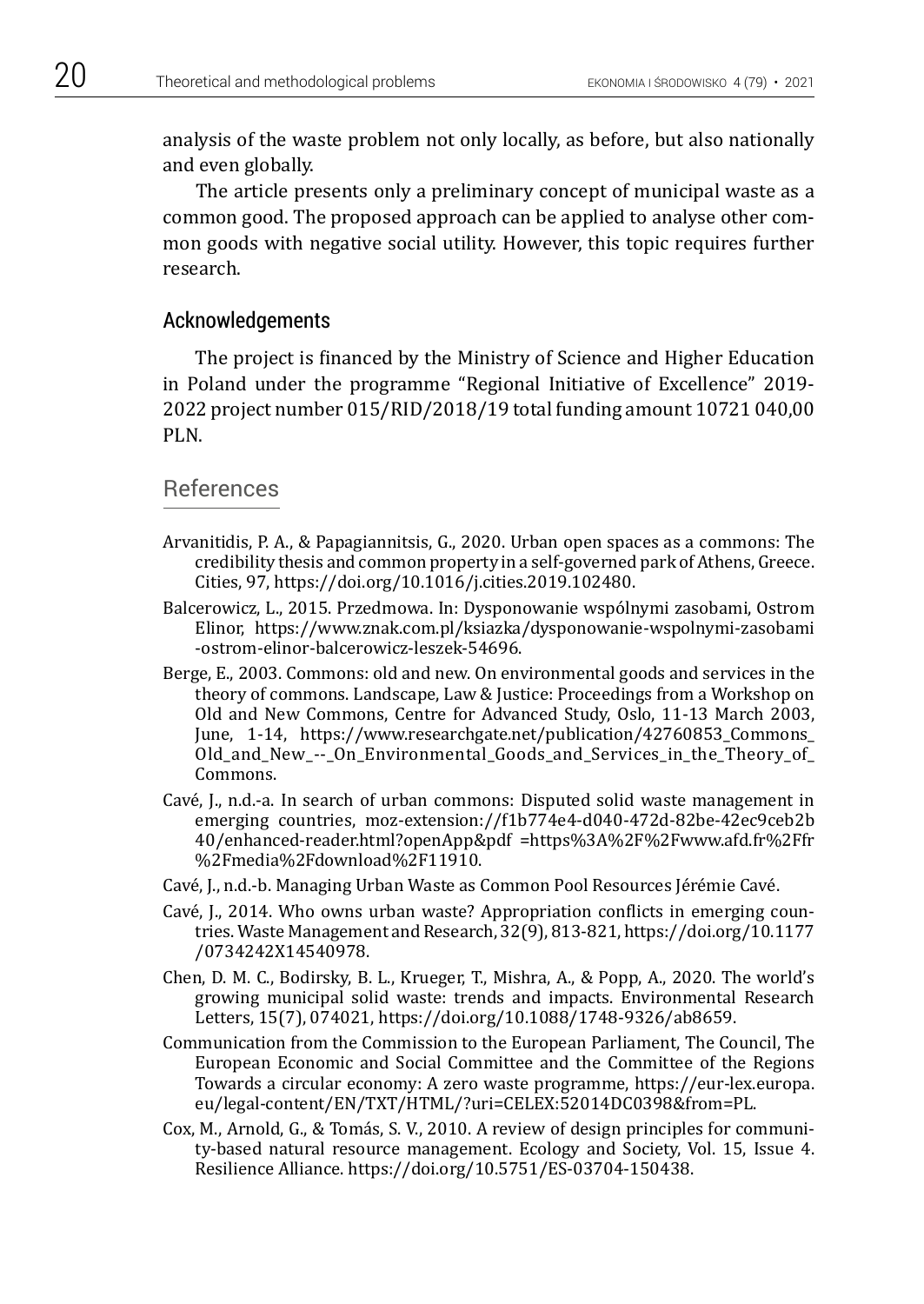analysis of the waste problem not only locally, as before, but also nationally and even globally.

The article presents only a preliminary concept of municipal waste as a common good. The proposed approach can be applied to analyse other common goods with negative social utility. However, this topic requires further research.

## Acknowledgements

The project is financed by the Ministry of Science and Higher Education in Poland under the programme "Regional Initiative of Excellence" 2019-2022 project number 015/RID/2018/19 total funding amount 10721 040,00 PLN.

## References

Arvanitidis, P. A., & Papagiannitsis, G., 2020. Urban open spaces as a commons: The credibility thesis and common property in a self-governed park of Athens, Greece. Cities, 97, https://doi.org/10.1016/j.cities.2019.102480.

Balcerowicz, L., 2015. Przedmowa. In: Dysponowanie wspólnymi zasobami, Ostrom Elinor, https://www.znak.com.pl/ksiazka/dysponowanie-wspolnymi-zasobami-ostrom-elinor-balcerowicz-leszek-54696.

Berge, E., 2003. Commons: old and new. On environmental goods and services in the theory of commons. Landscape, Law & Justice: Proceedings from a Workshop on Old and New Commons, Centre for Advanced Study, Oslo, 11-13 March 2003, June, 1-14, https://www.researchgate.net/publication/42760853_Commons_Old_and_New_--_On_Environmental_Goods_and_Services_in_the_Theory_of_Commons.

Cavé, J., n.d.-a. In search of urban commons: Disputed solid waste management in emerging countries, moz-extension://f1b774e4-d040-472d-82be-42ec9ceb2b40/enhanced-reader.html?openApp&pdf =https%3A%2F%2Fwww.afd.fr%2Ffr%2Fmedia%2Fdownload%2F11910.

Cavé, J., n.d.-b. Managing Urban Waste as Common Pool Resources Jérémie Cavé.

Cavé, J., 2014. Who owns urban waste? Appropriation conflicts in emerging countries. Waste Management and Research, 32(9), 813-821, https://doi.org/10.1177/0734242X14540978.

Chen, D. M. C., Bodirsky, B. L., Krueger, T., Mishra, A., & Popp, A., 2020. The world's growing municipal solid waste: trends and impacts. Environmental Research Letters, 15(7), 074021, https://doi.org/10.1088/1748-9326/ab8659.

Communication from the Commission to the European Parliament, The Council, The European Economic and Social Committee and the Committee of the Regions Towards a circular economy: A zero waste programme, https://eur-lex.europa.eu/legal-content/EN/TXT/HTML/?uri=CELEX:52014DC0398&from=PL.

Cox, M., Arnold, G., & Tomás, S. V., 2010. A review of design principles for community-based natural resource management. Ecology and Society, Vol. 15, Issue 4. Resilience Alliance. https://doi.org/10.5751/ES-03704-150438.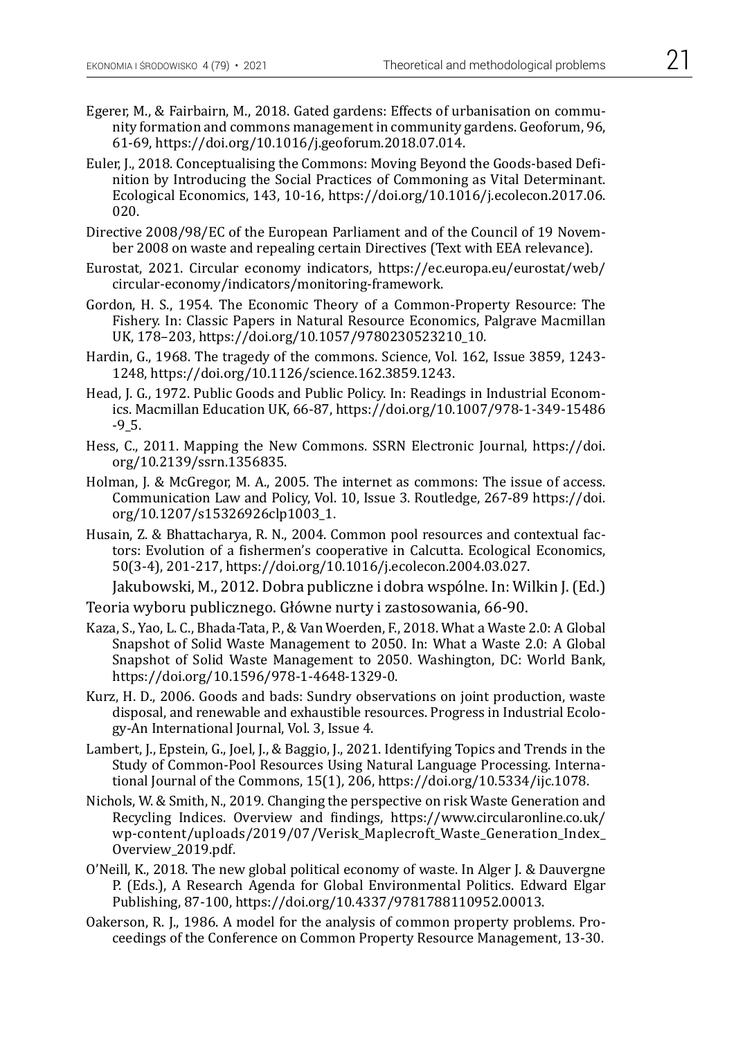Egerer, M., & Fairbairn, M., 2018. Gated gardens: Effects of urbanisation on community formation and commons management in community gardens. Geoforum, 96, 61-69, https://doi.org/10.1016/j.geoforum.2018.07.014.

Euler, J., 2018. Conceptualising the Commons: Moving Beyond the Goods-based Definition by Introducing the Social Practices of Commoning as Vital Determinant. Ecological Economics, 143, 10-16, https://doi.org/10.1016/j.ecolecon.2017.06.020.

Directive 2008/98/EC of the European Parliament and of the Council of 19 November 2008 on waste and repealing certain Directives (Text with EEA relevance).

Eurostat, 2021. Circular economy indicators, https://ec.europa.eu/eurostat/web/circular-economy/indicators/monitoring-framework.

Gordon, H. S., 1954. The Economic Theory of a Common-Property Resource: The Fishery. In: Classic Papers in Natural Resource Economics, Palgrave Macmillan UK, 178–203, https://doi.org/10.1057/9780230523210_10.

Hardin, G., 1968. The tragedy of the commons. Science, Vol. 162, Issue 3859, 1243-1248, https://doi.org/10.1126/science.162.3859.1243.

Head, J. G., 1972. Public Goods and Public Policy. In: Readings in Industrial Economics. Macmillan Education UK, 66-87, https://doi.org/10.1007/978-1-349-15486-9_5.

Hess, C., 2011. Mapping the New Commons. SSRN Electronic Journal, https://doi.org/10.2139/ssrn.1356835.

Holman, J. & McGregor, M. A., 2005. The internet as commons: The issue of access. Communication Law and Policy, Vol. 10, Issue 3. Routledge, 267-89 https://doi.org/10.1207/s15326926clp1003_1.

Husain, Z. & Bhattacharya, R. N., 2004. Common pool resources and contextual factors: Evolution of a fishermen's cooperative in Calcutta. Ecological Economics, 50(3-4), 201-217, https://doi.org/10.1016/j.ecolecon.2004.03.027.

Jakubowski, M., 2012. Dobra publiczne i dobra wspólne. In: Wilkin J. (Ed.) Teoria wyboru publicznego. Główne nurty i zastosowania, 66-90.

Kaza, S., Yao, L. C., Bhada-Tata, P., & Van Woerden, F., 2018. What a Waste 2.0: A Global Snapshot of Solid Waste Management to 2050. In: What a Waste 2.0: A Global Snapshot of Solid Waste Management to 2050. Washington, DC: World Bank, https://doi.org/10.1596/978-1-4648-1329-0.

Kurz, H. D., 2006. Goods and bads: Sundry observations on joint production, waste disposal, and renewable and exhaustible resources. Progress in Industrial Ecology-An International Journal, Vol. 3, Issue 4.

Lambert, J., Epstein, G., Joel, J., & Baggio, J., 2021. Identifying Topics and Trends in the Study of Common-Pool Resources Using Natural Language Processing. International Journal of the Commons, 15(1), 206, https://doi.org/10.5334/ijc.1078.

Nichols, W. & Smith, N., 2019. Changing the perspective on risk Waste Generation and Recycling Indices. Overview and findings, https://www.circularonline.co.uk/wp-content/uploads/2019/07/Verisk_Maplecroft_Waste_Generation_Index_Overview_2019.pdf.

O'Neill, K., 2018. The new global political economy of waste. In Alger J. & Dauvergne P. (Eds.), A Research Agenda for Global Environmental Politics. Edward Elgar Publishing, 87-100, https://doi.org/10.4337/9781788110952.00013.

Oakerson, R. J., 1986. A model for the analysis of common property problems. Proceedings of the Conference on Common Property Resource Management, 13-30.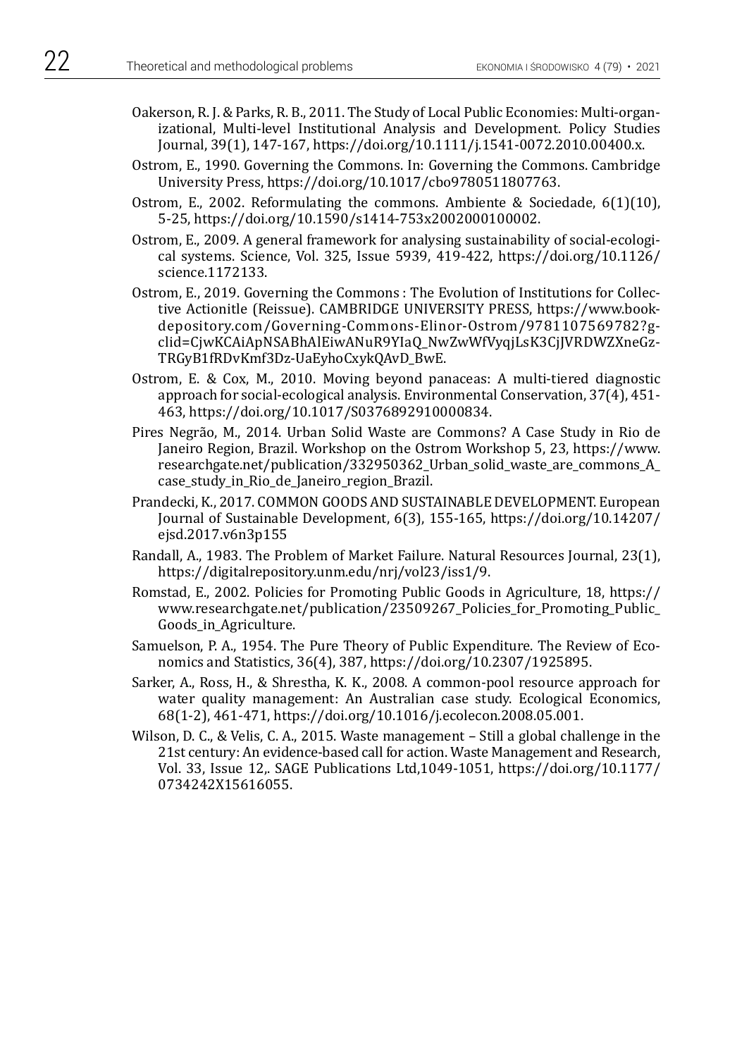Oakerson, R. J. & Parks, R. B., 2011. The Study of Local Public Economies: Multi-organizational, Multi-level Institutional Analysis and Development. Policy Studies Journal, 39(1), 147-167, https://doi.org/10.1111/j.1541-0072.2010.00400.x.

Ostrom, E., 1990. Governing the Commons. In: Governing the Commons. Cambridge University Press, https://doi.org/10.1017/cbo9780511807763.

Ostrom, E., 2002. Reformulating the commons. Ambiente & Sociedade, 6(1)(10), 5-25, https://doi.org/10.1590/s1414-753x2002000100002.

Ostrom, E., 2009. A general framework for analysing sustainability of social-ecological systems. Science, Vol. 325, Issue 5939, 419-422, https://doi.org/10.1126/science.1172133.

Ostrom, E., 2019. Governing the Commons : The Evolution of Institutions for Collective Actionitle (Reissue). CAMBRIDGE UNIVERSITY PRESS, https://www.bookdepository.com/Governing-Commons-Elinor-Ostrom/9781107569782?gclid=CjwKCAiApNSABhAlEiwANuR9YIaQ_NwZwWfVyqjLsK3CjJVRDWZXneGzTRGyB1fRDvKmf3Dz-UaEyhoCxykQAvD_BwE.

Ostrom, E. & Cox, M., 2010. Moving beyond panaceas: A multi-tiered diagnostic approach for social-ecological analysis. Environmental Conservation, 37(4), 451-463, https://doi.org/10.1017/S0376892910000834.

Pires Negrão, M., 2014. Urban Solid Waste are Commons? A Case Study in Rio de Janeiro Region, Brazil. Workshop on the Ostrom Workshop 5, 23, https://www.researchgate.net/publication/332950362_Urban_solid_waste_are_commons_A_case_study_in_Rio_de_Janeiro_region_Brazil.

Prandecki, K., 2017. COMMON GOODS AND SUSTAINABLE DEVELOPMENT. European Journal of Sustainable Development, 6(3), 155-165, https://doi.org/10.14207/ejsd.2017.v6n3p155

Randall, A., 1983. The Problem of Market Failure. Natural Resources Journal, 23(1), https://digitalrepository.unm.edu/nrj/vol23/iss1/9.

Romstad, E., 2002. Policies for Promoting Public Goods in Agriculture, 18, https://www.researchgate.net/publication/23509267_Policies_for_Promoting_Public_Goods_in_Agriculture.

Samuelson, P. A., 1954. The Pure Theory of Public Expenditure. The Review of Economics and Statistics, 36(4), 387, https://doi.org/10.2307/1925895.

Sarker, A., Ross, H., & Shrestha, K. K., 2008. A common-pool resource approach for water quality management: An Australian case study. Ecological Economics, 68(1-2), 461-471, https://doi.org/10.1016/j.ecolecon.2008.05.001.

Wilson, D. C., & Velis, C. A., 2015. Waste management – Still a global challenge in the 21st century: An evidence-based call for action. Waste Management and Research, Vol. 33, Issue 12,. SAGE Publications Ltd,1049-1051, https://doi.org/10.1177/0734242X15616055.